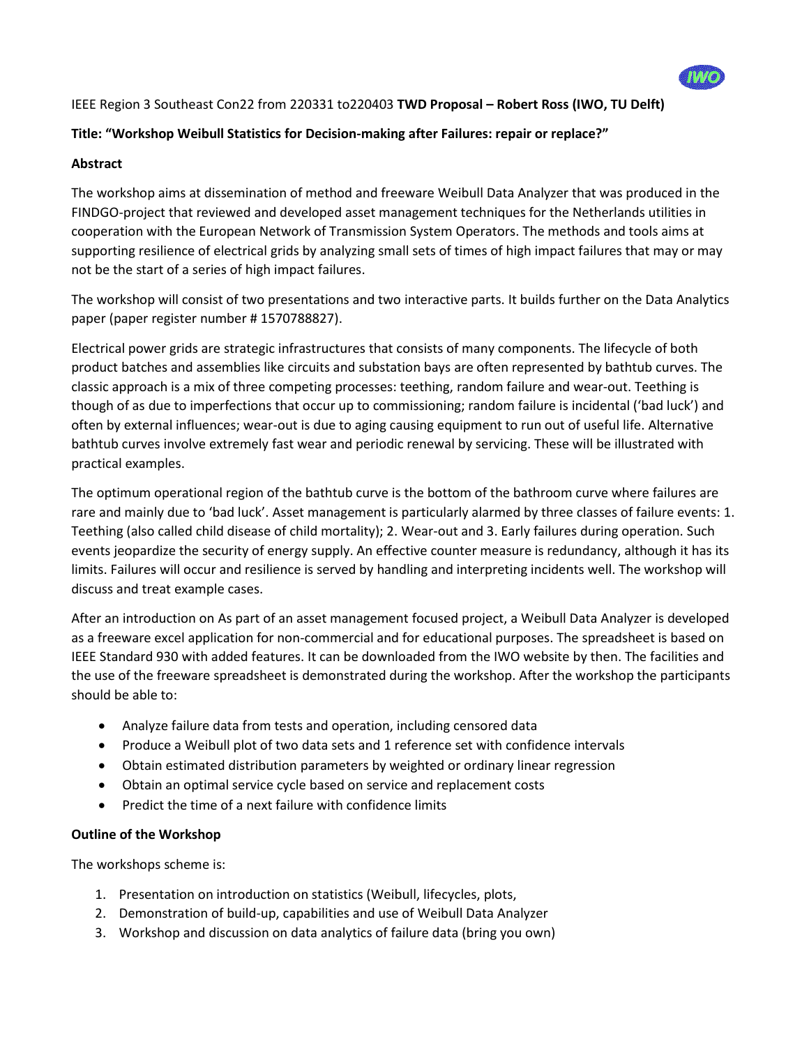IEEE Region 3 Southeast Con22 from 220331 to220403 **TWD Proposal – Robert Ross (IWO, TU Delft)**

**Title: "Workshop Weibull Statistics for Decision-making after Failures: repair or replace?"**

**Abstract**

The workshop aims at dissemination of method and freeware Weibull Data Analyzer that was produced in the FINDGO-project that reviewed and developed asset management techniques for the Netherlands utilities in cooperation with the European Network of Transmission System Operators. The methods and tools aims at supporting resilience of electrical grids by analyzing small sets of times of high impact failures that may or may not be the start of a series of high impact failures.

The workshop will consist of two presentations and two interactive parts. It builds further on the Data Analytics paper (paper register number # 1570788827).

Electrical power grids are strategic infrastructures that consists of many components. The lifecycle of both product batches and assemblies like circuits and substation bays are often represented by bathtub curves. The classic approach is a mix of three competing processes: teething, random failure and wear-out. Teething is though of as due to imperfections that occur up to commissioning; random failure is incidental ('bad luck') and often by external influences; wear-out is due to aging causing equipment to run out of useful life. Alternative bathtub curves involve extremely fast wear and periodic renewal by servicing. These will be illustrated with practical examples.

The optimum operational region of the bathtub curve is the bottom of the bathroom curve where failures are rare and mainly due to 'bad luck'. Asset management is particularly alarmed by three classes of failure events: 1. Teething (also called child disease of child mortality); 2. Wear-out and 3. Early failures during operation. Such events jeopardize the security of energy supply. An effective counter measure is redundancy, although it has its limits. Failures will occur and resilience is served by handling and interpreting incidents well. The workshop will discuss and treat example cases.

After an introduction on As part of an asset management focused project, a Weibull Data Analyzer is developed as a freeware excel application for non-commercial and for educational purposes. The spreadsheet is based on IEEE Standard 930 with added features. It can be downloaded from the IWO website by then. The facilities and the use of the freeware spreadsheet is demonstrated during the workshop. After the workshop the participants should be able to:

- Analyze failure data from tests and operation, including censored data
- Produce a Weibull plot of two data sets and 1 reference set with confidence intervals
- Obtain estimated distribution parameters by weighted or ordinary linear regression
- Obtain an optimal service cycle based on service and replacement costs
- Predict the time of a next failure with confidence limits

**Outline of the Workshop**

The workshops scheme is:

1. Presentation on introduction on statistics (Weibull, lifecycles, plots,
2. Demonstration of build-up, capabilities and use of Weibull Data Analyzer
3. Workshop and discussion on data analytics of failure data (bring you own)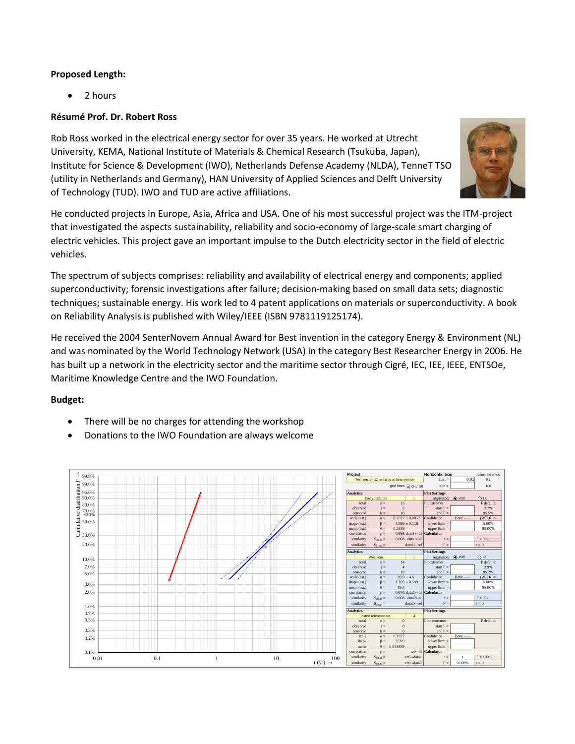**Proposed Length:**

- 2 hours

**Résumé Prof. Dr. Robert Ross**

Rob Ross worked in the electrical energy sector for over 35 years. He worked at Utrecht University, KEMA, National Institute of Materials & Chemical Research (Tsukuba, Japan), Institute for Science & Development (IWO), Netherlands Defense Academy (NLDA), TenneT TSO (utility in Netherlands and Germany), HAN University of Applied Sciences and Delft University of Technology (TUD). IWO and TUD are active affiliations.

He conducted projects in Europe, Asia, Africa and USA. One of his most successful project was the ITM-project that investigated the aspects sustainability, reliability and socio-economy of large-scale smart charging of electric vehicles. This project gave an important impulse to the Dutch electricity sector in the field of electric vehicles.

The spectrum of subjects comprises: reliability and availability of electrical energy and components; applied superconductivity; forensic investigations after failure; decision-making based on small data sets; diagnostic techniques; sustainable energy. His work led to 4 patent applications on materials or superconductivity. A book on Reliability Analysis is published with Wiley/IEEE (ISBN 9781119125174).

He received the 2004 SenterNovem Annual Award for Best invention in the category Energy & Environment (NL) and was nominated by the World Technology Network (USA) in the category Best Researcher Energy in 2006. He has built up a network in the electricity sector and the maritime sector through Cigré, IEC, IEE, IEEE, ENTSOe, Maritime Knowledge Centre and the IWO Foundation.

**Budget:**

- There will be no charges for attending the workshop
- Donations to the IWO Foundation are always welcome